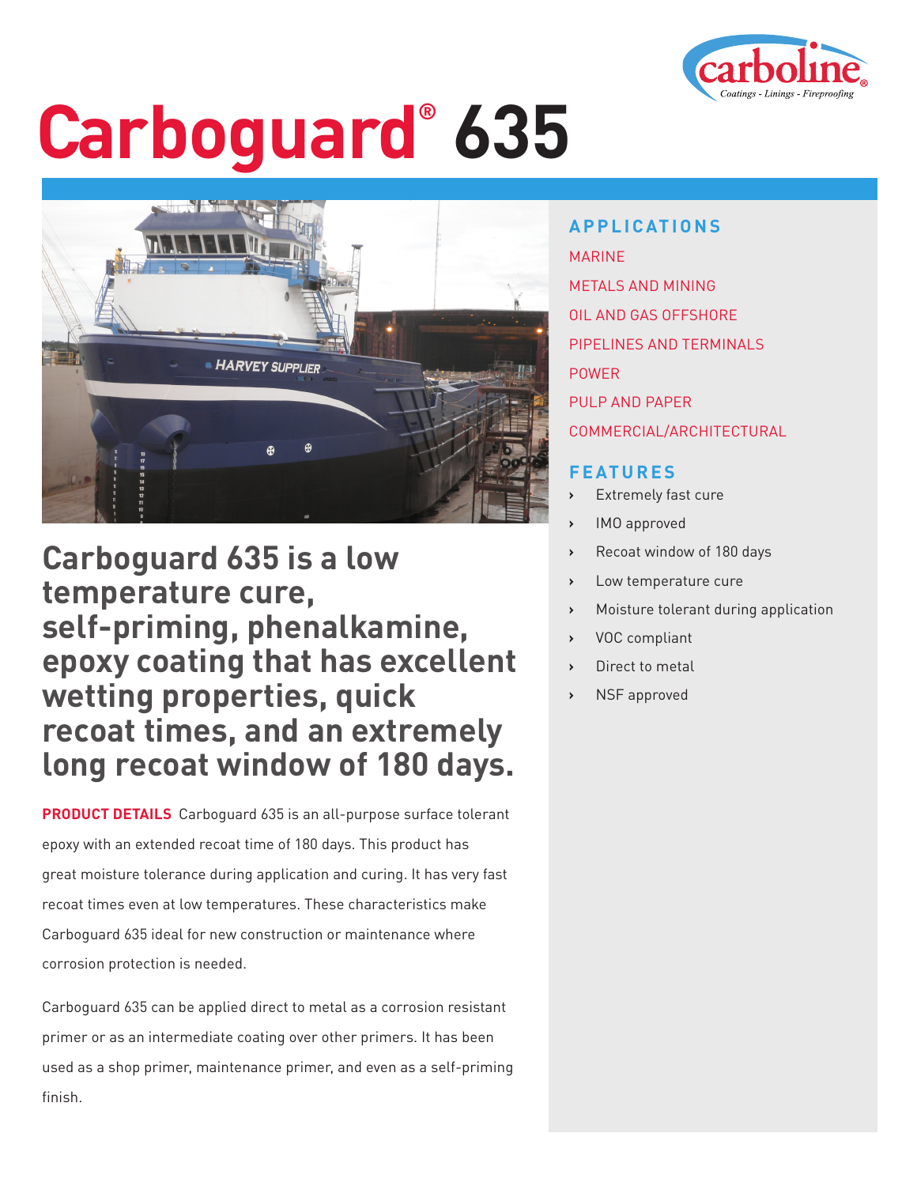# Carboguard® 635

## Carboguard 635 is a low temperature cure, self-priming, phenalkamine, epoxy coating that has excellent wetting properties, quick recoat times, and an extremely long recoat window of 180 days.

**PRODUCT DETAILS** Carboguard 635 is an all-purpose surface tolerant epoxy with an extended recoat time of 180 days. This product has great moisture tolerance during application and curing. It has very fast recoat times even at low temperatures. These characteristics make Carboguard 635 ideal for new construction or maintenance where corrosion protection is needed.

Carboguard 635 can be applied direct to metal as a corrosion resistant primer or as an intermediate coating over other primers. It has been used as a shop primer, maintenance primer, and even as a self-priming finish.

### APPLICATIONS

MARINE

METALS AND MINING

OIL AND GAS OFFSHORE

PIPELINES AND TERMINALS

POWER

PULP AND PAPER

COMMERCIAL/ARCHITECTURAL

### FEATURES

- Extremely fast cure
- IMO approved
- Recoat window of 180 days
- Low temperature cure
- Moisture tolerant during application
- VOC compliant
- Direct to metal
- NSF approved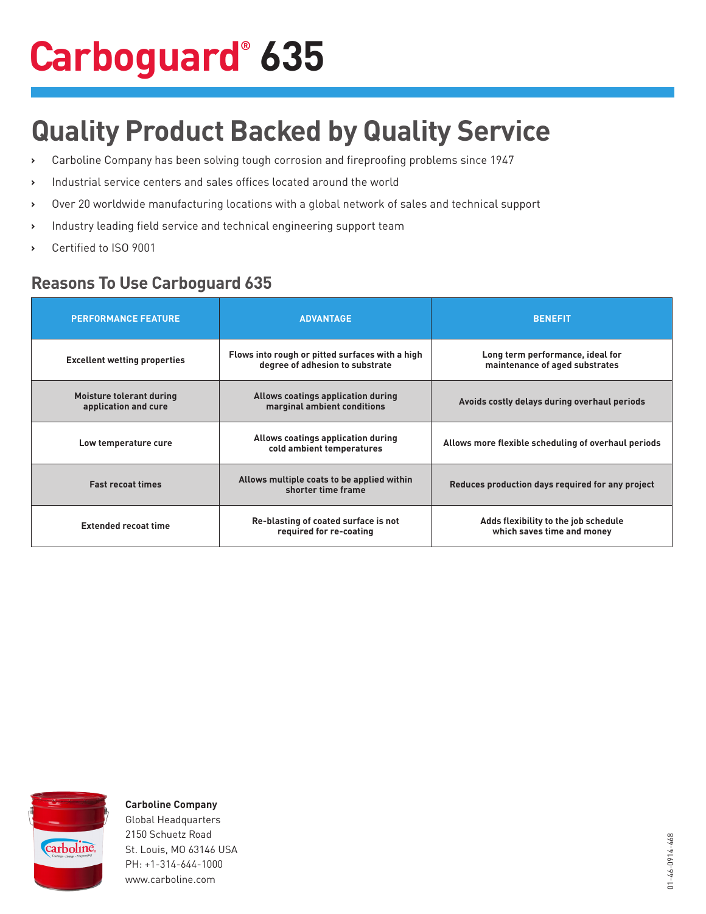# Carboguard® 635

## Quality Product Backed by Quality Service

- Carboline Company has been solving tough corrosion and fireproofing problems since 1947
- Industrial service centers and sales offices located around the world
- Over 20 worldwide manufacturing locations with a global network of sales and technical support
- Industry leading field service and technical engineering support team
- Certified to ISO 9001

### Reasons To Use Carboguard 635

| PERFORMANCE FEATURE | ADVANTAGE | BENEFIT |
|---|---|---|
| Excellent wetting properties | Flows into rough or pitted surfaces with a high degree of adhesion to substrate | Long term performance, ideal for maintenance of aged substrates |
| Moisture tolerant during application and cure | Allows coatings application during marginal ambient conditions | Avoids costly delays during overhaul periods |
| Low temperature cure | Allows coatings application during cold ambient temperatures | Allows more flexible scheduling of overhaul periods |
| Fast recoat times | Allows multiple coats to be applied within shorter time frame | Reduces production days required for any project |
| Extended recoat time | Re-blasting of coated surface is not required for re-coating | Adds flexibility to the job schedule which saves time and money |

**Carboline Company**
Global Headquarters
2150 Schuetz Road
St. Louis, MO 63146 USA
PH: +1-314-644-1000
www.carboline.com

01-46-0914-468